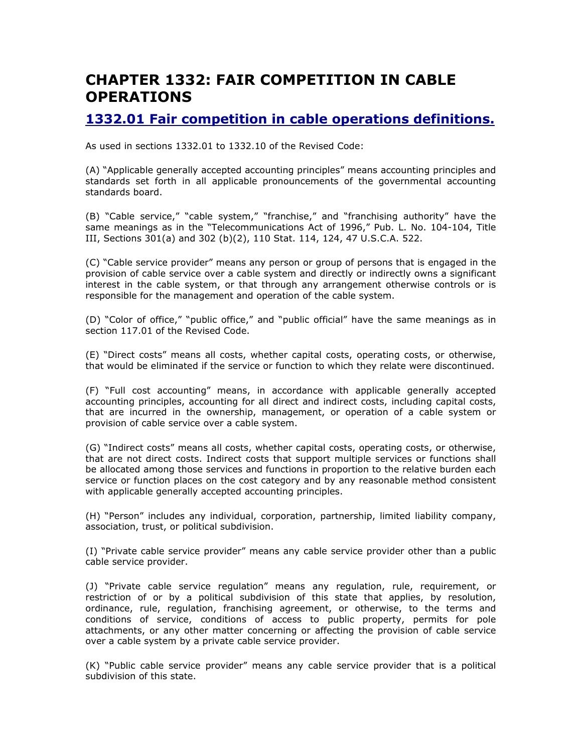# CHAPTER 1332: FAIR COMPETITION IN CABLE OPERATIONS

## 1332.01 Fair competition in cable operations definitions.

As used in sections 1332.01 to 1332.10 of the Revised Code:

(A) "Applicable generally accepted accounting principles" means accounting principles and standards set forth in all applicable pronouncements of the governmental accounting standards board.

(B) "Cable service," "cable system," "franchise," and "franchising authority" have the same meanings as in the "Telecommunications Act of 1996," Pub. L. No. 104-104, Title III, Sections 301(a) and 302 (b)(2), 110 Stat. 114, 124, 47 U.S.C.A. 522.

(C) "Cable service provider" means any person or group of persons that is engaged in the provision of cable service over a cable system and directly or indirectly owns a significant interest in the cable system, or that through any arrangement otherwise controls or is responsible for the management and operation of the cable system.

(D) "Color of office," "public office," and "public official" have the same meanings as in section 117.01 of the Revised Code.

(E) "Direct costs" means all costs, whether capital costs, operating costs, or otherwise, that would be eliminated if the service or function to which they relate were discontinued.

(F) "Full cost accounting" means, in accordance with applicable generally accepted accounting principles, accounting for all direct and indirect costs, including capital costs, that are incurred in the ownership, management, or operation of a cable system or provision of cable service over a cable system.

(G) "Indirect costs" means all costs, whether capital costs, operating costs, or otherwise, that are not direct costs. Indirect costs that support multiple services or functions shall be allocated among those services and functions in proportion to the relative burden each service or function places on the cost category and by any reasonable method consistent with applicable generally accepted accounting principles.

(H) "Person" includes any individual, corporation, partnership, limited liability company, association, trust, or political subdivision.

(I) "Private cable service provider" means any cable service provider other than a public cable service provider.

(J) "Private cable service regulation" means any regulation, rule, requirement, or restriction of or by a political subdivision of this state that applies, by resolution, ordinance, rule, regulation, franchising agreement, or otherwise, to the terms and conditions of service, conditions of access to public property, permits for pole attachments, or any other matter concerning or affecting the provision of cable service over a cable system by a private cable service provider.

(K) "Public cable service provider" means any cable service provider that is a political subdivision of this state.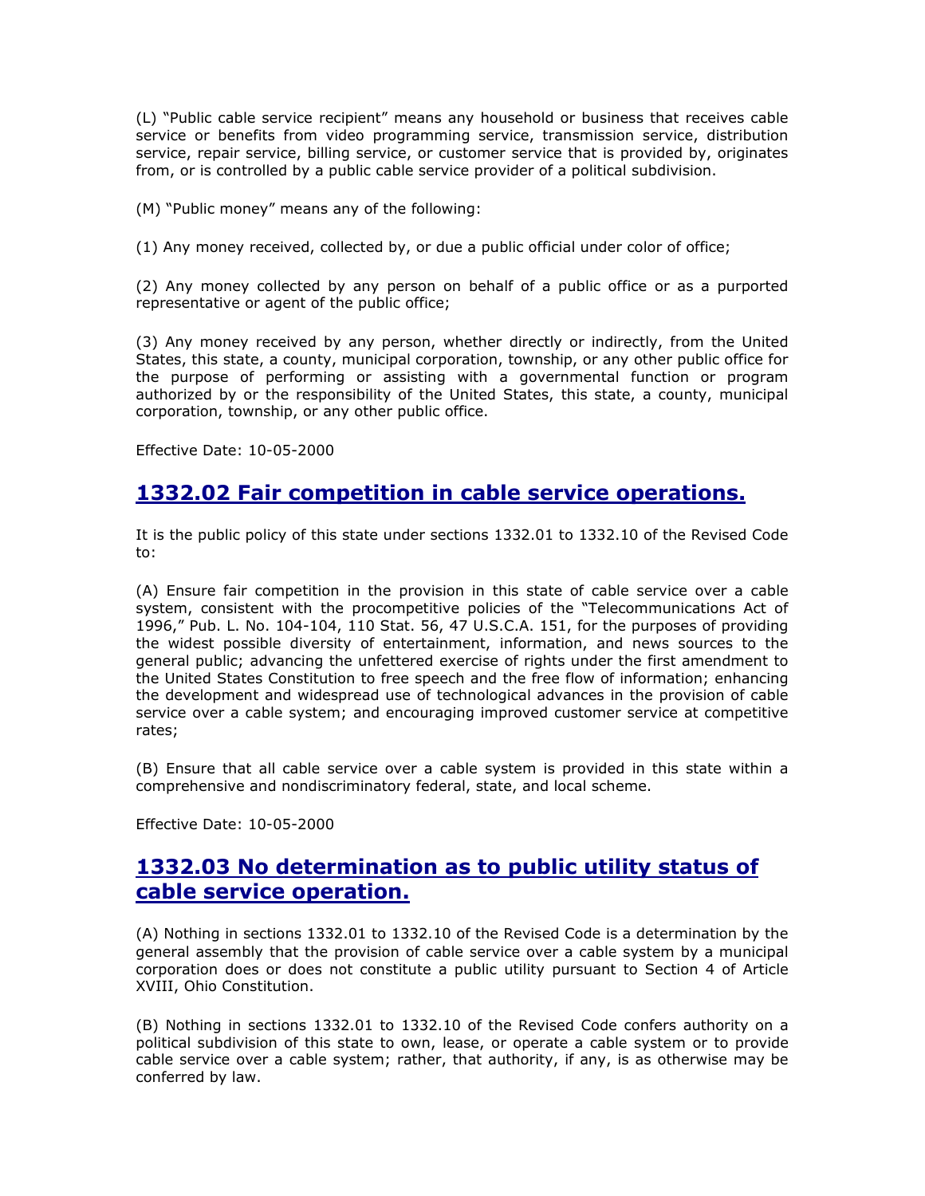(L) “Public cable service recipient” means any household or business that receives cable service or benefits from video programming service, transmission service, distribution service, repair service, billing service, or customer service that is provided by, originates from, or is controlled by a public cable service provider of a political subdivision.

(M) “Public money” means any of the following:

(1) Any money received, collected by, or due a public official under color of office;

(2) Any money collected by any person on behalf of a public office or as a purported representative or agent of the public office;

(3) Any money received by any person, whether directly or indirectly, from the United States, this state, a county, municipal corporation, township, or any other public office for the purpose of performing or assisting with a governmental function or program authorized by or the responsibility of the United States, this state, a county, municipal corporation, township, or any other public office.

Effective Date: 10-05-2000

## 1332.02 Fair competition in cable service operations.

It is the public policy of this state under sections 1332.01 to 1332.10 of the Revised Code to:

(A) Ensure fair competition in the provision in this state of cable service over a cable system, consistent with the procompetitive policies of the “Telecommunications Act of 1996,” Pub. L. No. 104-104, 110 Stat. 56, 47 U.S.C.A. 151, for the purposes of providing the widest possible diversity of entertainment, information, and news sources to the general public; advancing the unfettered exercise of rights under the first amendment to the United States Constitution to free speech and the free flow of information; enhancing the development and widespread use of technological advances in the provision of cable service over a cable system; and encouraging improved customer service at competitive rates;

(B) Ensure that all cable service over a cable system is provided in this state within a comprehensive and nondiscriminatory federal, state, and local scheme.

Effective Date: 10-05-2000

## 1332.03 No determination as to public utility status of cable service operation.

(A) Nothing in sections 1332.01 to 1332.10 of the Revised Code is a determination by the general assembly that the provision of cable service over a cable system by a municipal corporation does or does not constitute a public utility pursuant to Section 4 of Article XVIII, Ohio Constitution.

(B) Nothing in sections 1332.01 to 1332.10 of the Revised Code confers authority on a political subdivision of this state to own, lease, or operate a cable system or to provide cable service over a cable system; rather, that authority, if any, is as otherwise may be conferred by law.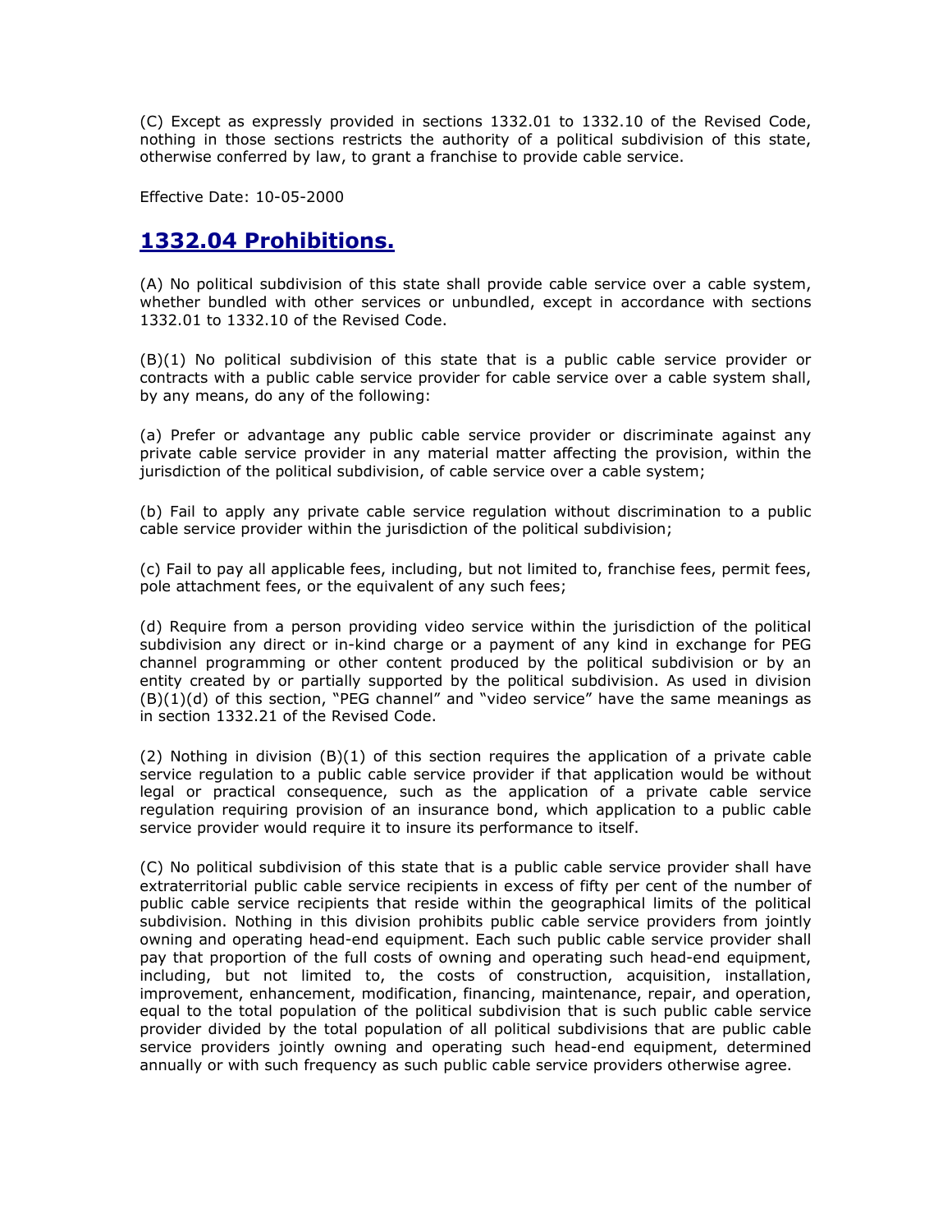(C) Except as expressly provided in sections 1332.01 to 1332.10 of the Revised Code, nothing in those sections restricts the authority of a political subdivision of this state, otherwise conferred by law, to grant a franchise to provide cable service.

Effective Date: 10-05-2000

## 1332.04 Prohibitions.

(A) No political subdivision of this state shall provide cable service over a cable system, whether bundled with other services or unbundled, except in accordance with sections 1332.01 to 1332.10 of the Revised Code.

(B)(1) No political subdivision of this state that is a public cable service provider or contracts with a public cable service provider for cable service over a cable system shall, by any means, do any of the following:

(a) Prefer or advantage any public cable service provider or discriminate against any private cable service provider in any material matter affecting the provision, within the jurisdiction of the political subdivision, of cable service over a cable system;

(b) Fail to apply any private cable service regulation without discrimination to a public cable service provider within the jurisdiction of the political subdivision;

(c) Fail to pay all applicable fees, including, but not limited to, franchise fees, permit fees, pole attachment fees, or the equivalent of any such fees;

(d) Require from a person providing video service within the jurisdiction of the political subdivision any direct or in-kind charge or a payment of any kind in exchange for PEG channel programming or other content produced by the political subdivision or by an entity created by or partially supported by the political subdivision. As used in division (B)(1)(d) of this section, "PEG channel" and "video service" have the same meanings as in section 1332.21 of the Revised Code.

(2) Nothing in division (B)(1) of this section requires the application of a private cable service regulation to a public cable service provider if that application would be without legal or practical consequence, such as the application of a private cable service regulation requiring provision of an insurance bond, which application to a public cable service provider would require it to insure its performance to itself.

(C) No political subdivision of this state that is a public cable service provider shall have extraterritorial public cable service recipients in excess of fifty per cent of the number of public cable service recipients that reside within the geographical limits of the political subdivision. Nothing in this division prohibits public cable service providers from jointly owning and operating head-end equipment. Each such public cable service provider shall pay that proportion of the full costs of owning and operating such head-end equipment, including, but not limited to, the costs of construction, acquisition, installation, improvement, enhancement, modification, financing, maintenance, repair, and operation, equal to the total population of the political subdivision that is such public cable service provider divided by the total population of all political subdivisions that are public cable service providers jointly owning and operating such head-end equipment, determined annually or with such frequency as such public cable service providers otherwise agree.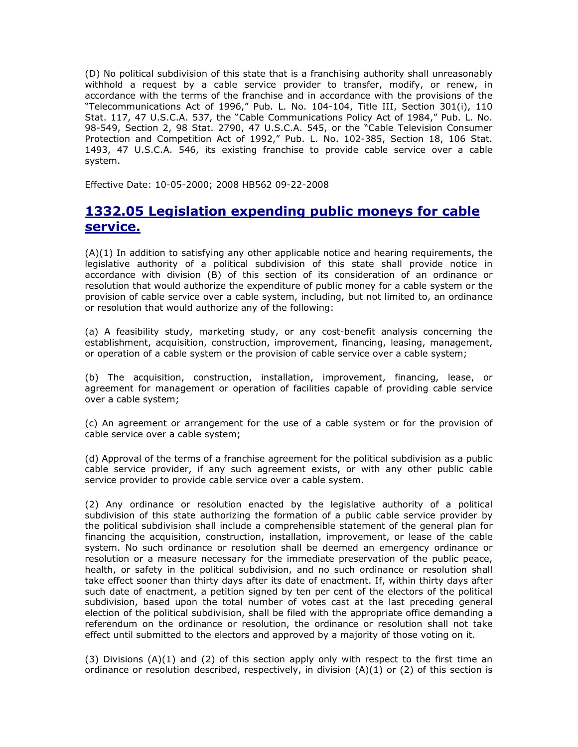(D) No political subdivision of this state that is a franchising authority shall unreasonably withhold a request by a cable service provider to transfer, modify, or renew, in accordance with the terms of the franchise and in accordance with the provisions of the "Telecommunications Act of 1996," Pub. L. No. 104-104, Title III, Section 301(i), 110 Stat. 117, 47 U.S.C.A. 537, the "Cable Communications Policy Act of 1984," Pub. L. No. 98-549, Section 2, 98 Stat. 2790, 47 U.S.C.A. 545, or the "Cable Television Consumer Protection and Competition Act of 1992," Pub. L. No. 102-385, Section 18, 106 Stat. 1493, 47 U.S.C.A. 546, its existing franchise to provide cable service over a cable system.

Effective Date: 10-05-2000; 2008 HB562 09-22-2008

## 1332.05 Legislation expending public moneys for cable service.

(A)(1) In addition to satisfying any other applicable notice and hearing requirements, the legislative authority of a political subdivision of this state shall provide notice in accordance with division (B) of this section of its consideration of an ordinance or resolution that would authorize the expenditure of public money for a cable system or the provision of cable service over a cable system, including, but not limited to, an ordinance or resolution that would authorize any of the following:

(a) A feasibility study, marketing study, or any cost-benefit analysis concerning the establishment, acquisition, construction, improvement, financing, leasing, management, or operation of a cable system or the provision of cable service over a cable system;

(b) The acquisition, construction, installation, improvement, financing, lease, or agreement for management or operation of facilities capable of providing cable service over a cable system;

(c) An agreement or arrangement for the use of a cable system or for the provision of cable service over a cable system;

(d) Approval of the terms of a franchise agreement for the political subdivision as a public cable service provider, if any such agreement exists, or with any other public cable service provider to provide cable service over a cable system.

(2) Any ordinance or resolution enacted by the legislative authority of a political subdivision of this state authorizing the formation of a public cable service provider by the political subdivision shall include a comprehensible statement of the general plan for financing the acquisition, construction, installation, improvement, or lease of the cable system. No such ordinance or resolution shall be deemed an emergency ordinance or resolution or a measure necessary for the immediate preservation of the public peace, health, or safety in the political subdivision, and no such ordinance or resolution shall take effect sooner than thirty days after its date of enactment. If, within thirty days after such date of enactment, a petition signed by ten per cent of the electors of the political subdivision, based upon the total number of votes cast at the last preceding general election of the political subdivision, shall be filed with the appropriate office demanding a referendum on the ordinance or resolution, the ordinance or resolution shall not take effect until submitted to the electors and approved by a majority of those voting on it.

(3) Divisions (A)(1) and (2) of this section apply only with respect to the first time an ordinance or resolution described, respectively, in division (A)(1) or (2) of this section is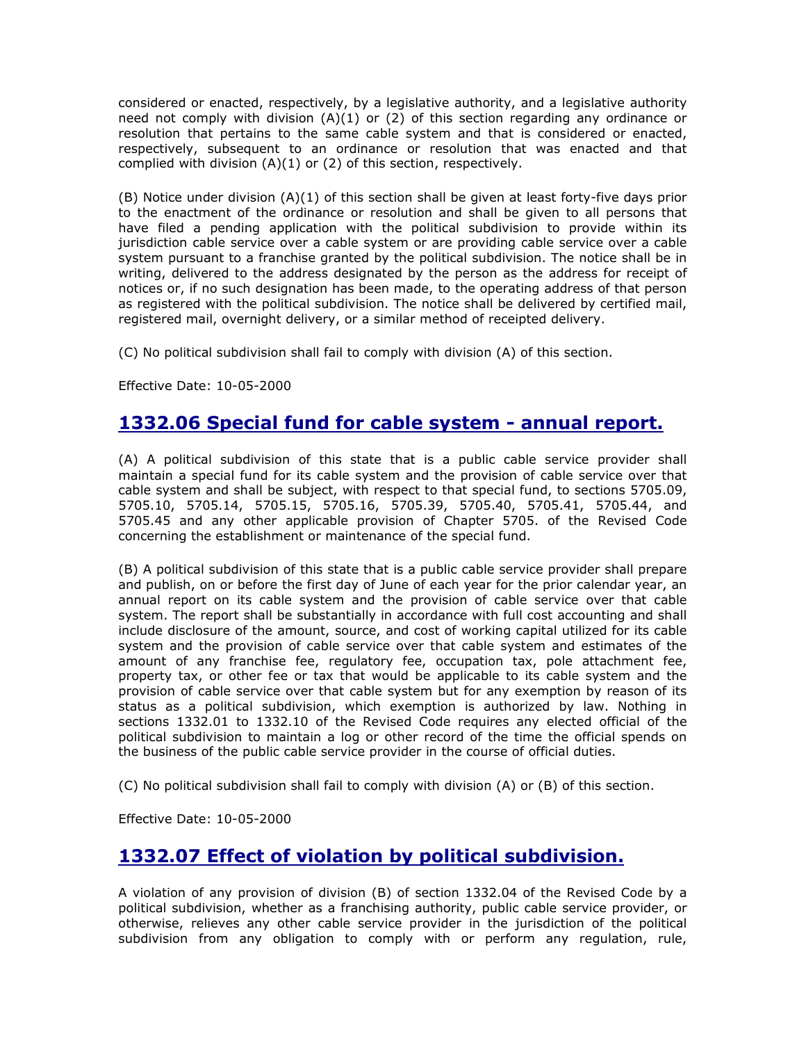considered or enacted, respectively, by a legislative authority, and a legislative authority need not comply with division (A)(1) or (2) of this section regarding any ordinance or resolution that pertains to the same cable system and that is considered or enacted, respectively, subsequent to an ordinance or resolution that was enacted and that complied with division (A)(1) or (2) of this section, respectively.

(B) Notice under division (A)(1) of this section shall be given at least forty-five days prior to the enactment of the ordinance or resolution and shall be given to all persons that have filed a pending application with the political subdivision to provide within its jurisdiction cable service over a cable system or are providing cable service over a cable system pursuant to a franchise granted by the political subdivision. The notice shall be in writing, delivered to the address designated by the person as the address for receipt of notices or, if no such designation has been made, to the operating address of that person as registered with the political subdivision. The notice shall be delivered by certified mail, registered mail, overnight delivery, or a similar method of receipted delivery.

(C) No political subdivision shall fail to comply with division (A) of this section.

Effective Date: 10-05-2000

## 1332.06 Special fund for cable system - annual report.

(A) A political subdivision of this state that is a public cable service provider shall maintain a special fund for its cable system and the provision of cable service over that cable system and shall be subject, with respect to that special fund, to sections 5705.09, 5705.10, 5705.14, 5705.15, 5705.16, 5705.39, 5705.40, 5705.41, 5705.44, and 5705.45 and any other applicable provision of Chapter 5705. of the Revised Code concerning the establishment or maintenance of the special fund.

(B) A political subdivision of this state that is a public cable service provider shall prepare and publish, on or before the first day of June of each year for the prior calendar year, an annual report on its cable system and the provision of cable service over that cable system. The report shall be substantially in accordance with full cost accounting and shall include disclosure of the amount, source, and cost of working capital utilized for its cable system and the provision of cable service over that cable system and estimates of the amount of any franchise fee, regulatory fee, occupation tax, pole attachment fee, property tax, or other fee or tax that would be applicable to its cable system and the provision of cable service over that cable system but for any exemption by reason of its status as a political subdivision, which exemption is authorized by law. Nothing in sections 1332.01 to 1332.10 of the Revised Code requires any elected official of the political subdivision to maintain a log or other record of the time the official spends on the business of the public cable service provider in the course of official duties.

(C) No political subdivision shall fail to comply with division (A) or (B) of this section.

Effective Date: 10-05-2000

## 1332.07 Effect of violation by political subdivision.

A violation of any provision of division (B) of section 1332.04 of the Revised Code by a political subdivision, whether as a franchising authority, public cable service provider, or otherwise, relieves any other cable service provider in the jurisdiction of the political subdivision from any obligation to comply with or perform any regulation, rule,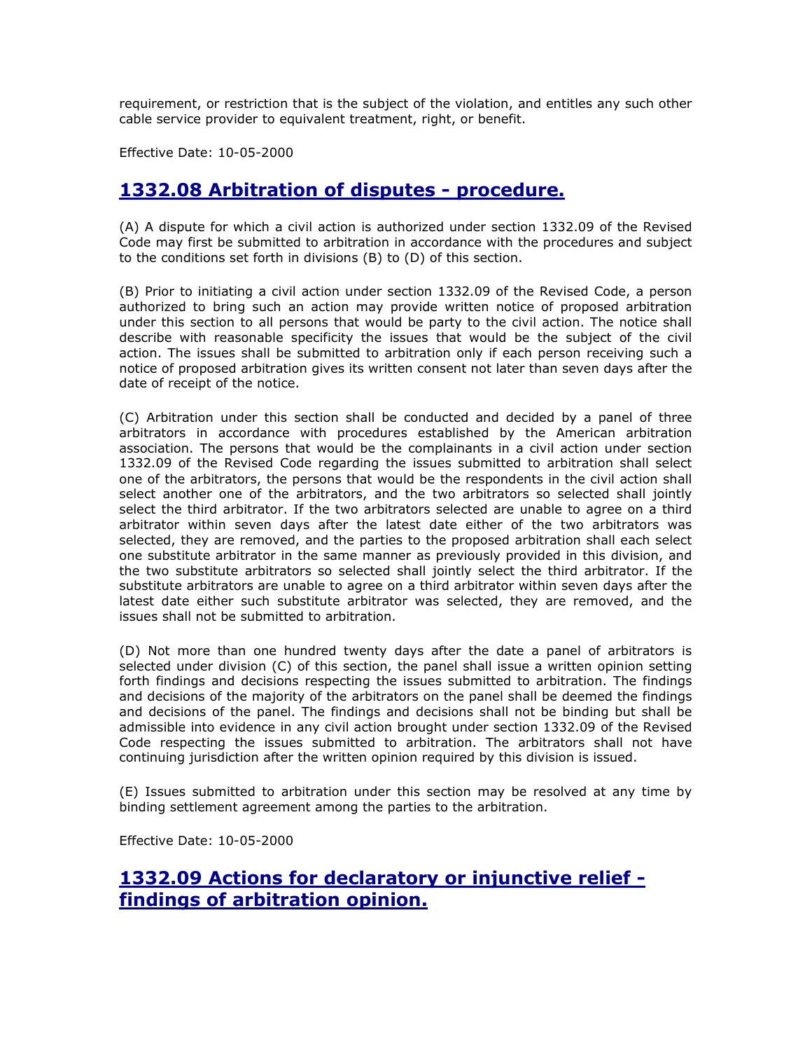requirement, or restriction that is the subject of the violation, and entitles any such other cable service provider to equivalent treatment, right, or benefit.

Effective Date: 10-05-2000

## 1332.08 Arbitration of disputes - procedure.

(A) A dispute for which a civil action is authorized under section 1332.09 of the Revised Code may first be submitted to arbitration in accordance with the procedures and subject to the conditions set forth in divisions (B) to (D) of this section.

(B) Prior to initiating a civil action under section 1332.09 of the Revised Code, a person authorized to bring such an action may provide written notice of proposed arbitration under this section to all persons that would be party to the civil action. The notice shall describe with reasonable specificity the issues that would be the subject of the civil action. The issues shall be submitted to arbitration only if each person receiving such a notice of proposed arbitration gives its written consent not later than seven days after the date of receipt of the notice.

(C) Arbitration under this section shall be conducted and decided by a panel of three arbitrators in accordance with procedures established by the American arbitration association. The persons that would be the complainants in a civil action under section 1332.09 of the Revised Code regarding the issues submitted to arbitration shall select one of the arbitrators, the persons that would be the respondents in the civil action shall select another one of the arbitrators, and the two arbitrators so selected shall jointly select the third arbitrator. If the two arbitrators selected are unable to agree on a third arbitrator within seven days after the latest date either of the two arbitrators was selected, they are removed, and the parties to the proposed arbitration shall each select one substitute arbitrator in the same manner as previously provided in this division, and the two substitute arbitrators so selected shall jointly select the third arbitrator. If the substitute arbitrators are unable to agree on a third arbitrator within seven days after the latest date either such substitute arbitrator was selected, they are removed, and the issues shall not be submitted to arbitration.

(D) Not more than one hundred twenty days after the date a panel of arbitrators is selected under division (C) of this section, the panel shall issue a written opinion setting forth findings and decisions respecting the issues submitted to arbitration. The findings and decisions of the majority of the arbitrators on the panel shall be deemed the findings and decisions of the panel. The findings and decisions shall not be binding but shall be admissible into evidence in any civil action brought under section 1332.09 of the Revised Code respecting the issues submitted to arbitration. The arbitrators shall not have continuing jurisdiction after the written opinion required by this division is issued.

(E) Issues submitted to arbitration under this section may be resolved at any time by binding settlement agreement among the parties to the arbitration.

Effective Date: 10-05-2000

## 1332.09 Actions for declaratory or injunctive relief - findings of arbitration opinion.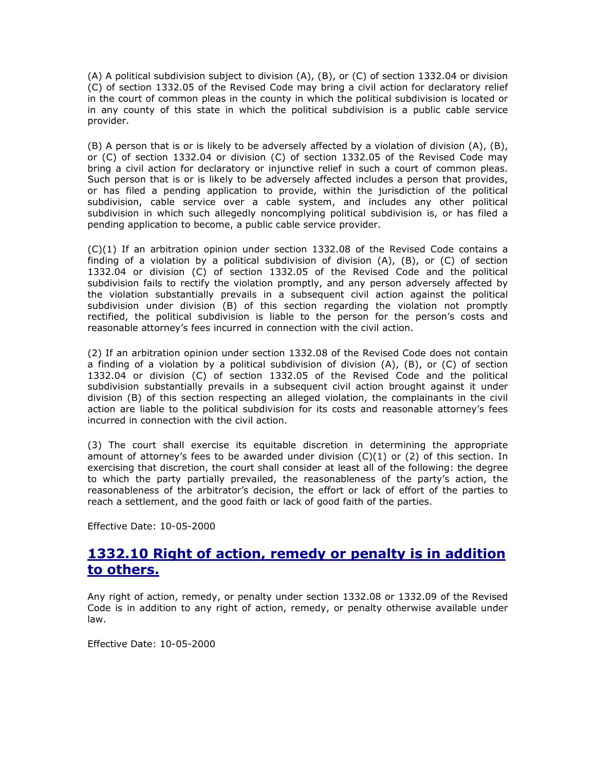(A) A political subdivision subject to division (A), (B), or (C) of section 1332.04 or division (C) of section 1332.05 of the Revised Code may bring a civil action for declaratory relief in the court of common pleas in the county in which the political subdivision is located or in any county of this state in which the political subdivision is a public cable service provider.

(B) A person that is or is likely to be adversely affected by a violation of division (A), (B), or (C) of section 1332.04 or division (C) of section 1332.05 of the Revised Code may bring a civil action for declaratory or injunctive relief in such a court of common pleas. Such person that is or is likely to be adversely affected includes a person that provides, or has filed a pending application to provide, within the jurisdiction of the political subdivision, cable service over a cable system, and includes any other political subdivision in which such allegedly noncomplying political subdivision is, or has filed a pending application to become, a public cable service provider.

(C)(1) If an arbitration opinion under section 1332.08 of the Revised Code contains a finding of a violation by a political subdivision of division (A), (B), or (C) of section 1332.04 or division (C) of section 1332.05 of the Revised Code and the political subdivision fails to rectify the violation promptly, and any person adversely affected by the violation substantially prevails in a subsequent civil action against the political subdivision under division (B) of this section regarding the violation not promptly rectified, the political subdivision is liable to the person for the person's costs and reasonable attorney's fees incurred in connection with the civil action.

(2) If an arbitration opinion under section 1332.08 of the Revised Code does not contain a finding of a violation by a political subdivision of division (A), (B), or (C) of section 1332.04 or division (C) of section 1332.05 of the Revised Code and the political subdivision substantially prevails in a subsequent civil action brought against it under division (B) of this section respecting an alleged violation, the complainants in the civil action are liable to the political subdivision for its costs and reasonable attorney's fees incurred in connection with the civil action.

(3) The court shall exercise its equitable discretion in determining the appropriate amount of attorney's fees to be awarded under division (C)(1) or (2) of this section. In exercising that discretion, the court shall consider at least all of the following: the degree to which the party partially prevailed, the reasonableness of the party's action, the reasonableness of the arbitrator's decision, the effort or lack of effort of the parties to reach a settlement, and the good faith or lack of good faith of the parties.

Effective Date: 10-05-2000

## 1332.10 Right of action, remedy or penalty is in addition to others.

Any right of action, remedy, or penalty under section 1332.08 or 1332.09 of the Revised Code is in addition to any right of action, remedy, or penalty otherwise available under law.

Effective Date: 10-05-2000